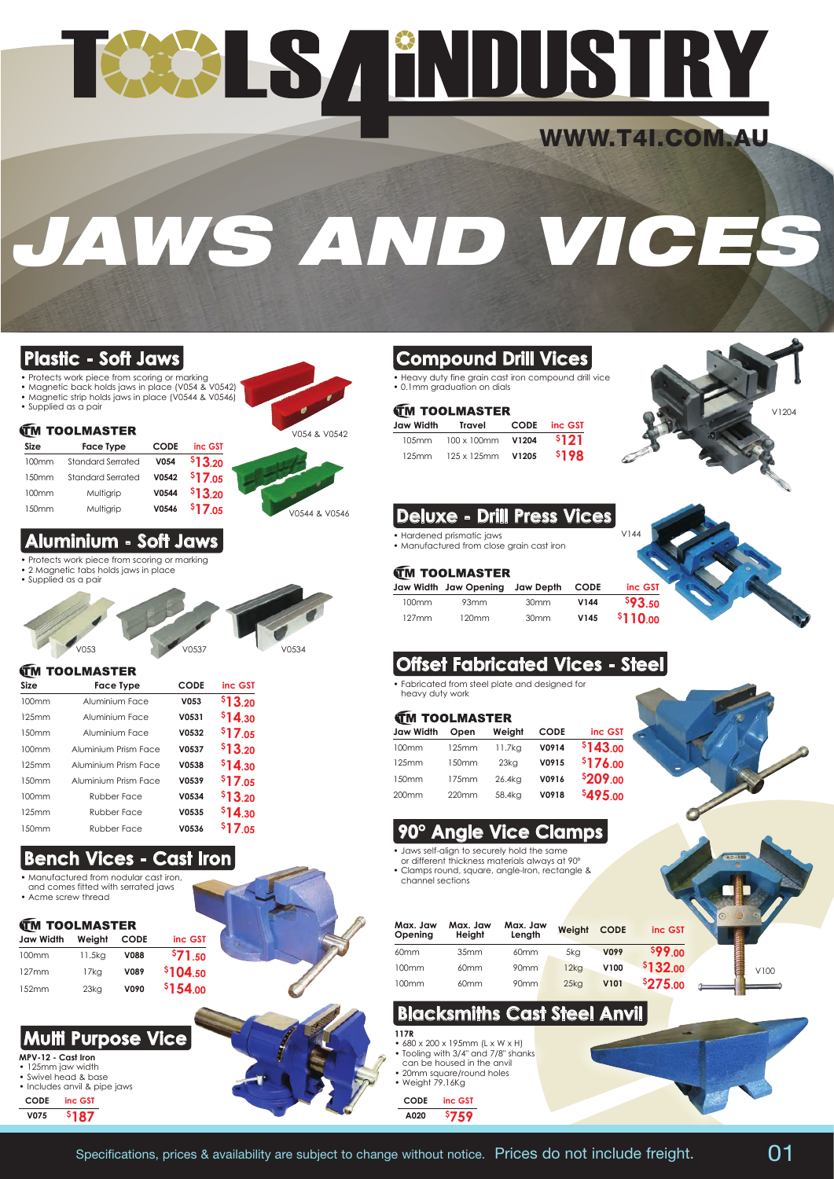# TOOLS4INDUSTRY

WWW.T4I.COM.AU

# JAWS AND VICES

## Plastic - Soft Jaws

- Protects work piece from scoring or marking
- Magnetic back holds jaws in place (V054 & V0542)
- Magnetic strip holds jaws in place (V0544 & V0546)
- Supplied as a pair

V054 & V0542

V0544 & V0546

**TOOLMASTER**

| Size | Face Type | CODE | inc GST |
|---|---|---|---|
| 100mm | Standard Serrated | V054 | $13.20 |
| 150mm | Standard Serrated | V0542 | $17.05 |
| 100mm | Multigrip | V0544 | $13.20 |
| 150mm | Multigrip | V0546 | $17.05 |

## Aluminium - Soft Jaws

- Protects work piece from scoring or marking
- 2 Magnetic tabs holds jaws in place
- Supplied as a pair

V053 V0537 V0534

**TOOLMASTER**

| Size | Face Type | CODE | inc GST |
|---|---|---|---|
| 100mm | Aluminium Face | V053 | $13.20 |
| 125mm | Aluminium Face | V0531 | $14.30 |
| 150mm | Aluminium Face | V0532 | $17.05 |
| 100mm | Aluminium Prism Face | V0537 | $13.20 |
| 125mm | Aluminium Prism Face | V0538 | $14.30 |
| 150mm | Aluminium Prism Face | V0539 | $17.05 |
| 100mm | Rubber Face | V0534 | $13.20 |
| 125mm | Rubber Face | V0535 | $14.30 |
| 150mm | Rubber Face | V0536 | $17.05 |

## Bench Vices - Cast Iron

- Manufactured from nodular cast iron, and comes fitted with serrated jaws
- Acme screw thread

**TOOLMASTER**

| Jaw Width | Weight | CODE | inc GST |
|---|---|---|---|
| 100mm | 11.5kg | V088 | $71.50 |
| 127mm | 17kg | V089 | $104.50 |
| 152mm | 23kg | V090 | $154.00 |

## Multi Purpose Vice

**MPV-12 - Cast Iron**

- 125mm jaw width
- Swivel head & base
- Includes anvil & pipe jaws

| CODE | inc GST |
|---|---|
| V075 | $187 |

## Compound Drill Vices

- Heavy duty fine grain cast iron compound drill vice
- 0.1mm graduation on dials

V1204

**TOOLMASTER**

| Jaw Width | Travel | CODE | inc GST |
|---|---|---|---|
| 105mm | 100 x 100mm | V1204 | $121 |
| 125mm | 125 x 125mm | V1205 | $198 |

## Deluxe - Drill Press Vices

- Hardened prismatic jaws
- Manufactured from close grain cast iron

V144

**TOOLMASTER**

| Jaw Width | Jaw Opening | Jaw Depth | CODE | inc GST |
|---|---|---|---|---|
| 100mm | 93mm | 30mm | V144 | $93.50 |
| 127mm | 120mm | 30mm | V145 | $110.00 |

## Offset Fabricated Vices - Steel

- Fabricated from steel plate and designed for heavy duty work

**TOOLMASTER**

| Jaw Width | Open | Weight | CODE | inc GST |
|---|---|---|---|---|
| 100mm | 125mm | 11.7kg | V0914 | $143.00 |
| 125mm | 150mm | 23kg | V0915 | $176.00 |
| 150mm | 175mm | 26.4kg | V0916 | $209.00 |
| 200mm | 220mm | 58.4kg | V0918 | $495.00 |

## 90° Angle Vice Clamps

- Jaws self-align to securely hold the same or different thickness materials always at 90°
- Clamps round, square, angle-iron, rectangle & channel sections

| Max. Jaw Opening | Max. Jaw Height | Max. Jaw Length | Weight | CODE | inc GST |
|---|---|---|---|---|---|
| 60mm | 35mm | 60mm | 5kg | V099 | $99.00 |
| 100mm | 60mm | 90mm | 12kg | V100 | $132.00 |
| 100mm | 60mm | 90mm | 25kg | V101 | $275.00 |

V100

## Blacksmiths Cast Steel Anvil

**117R**

- 680 x 200 x 195mm (L x W x H)
- Tooling with 3/4" and 7/8" shanks can be housed in the anvil
- 20mm square/round holes
- Weight 79.16Kg

| CODE | inc GST |
|---|---|
| A020 | $759 |

Specifications, prices & availability are subject to change without notice. Prices do not include freight.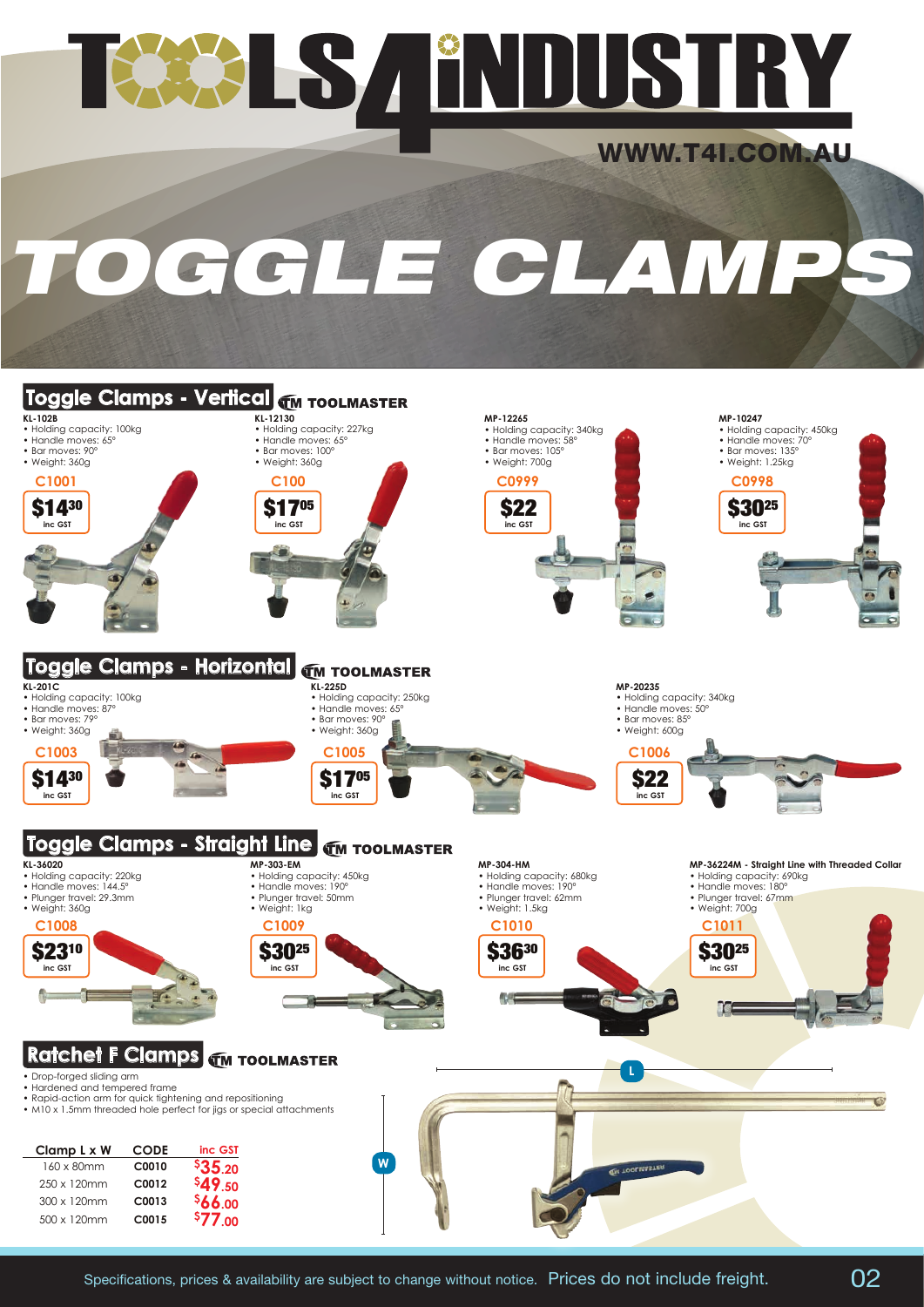# TOOLS4INDUSTRY

WWW.T4I.COM.AU

# TOGGLE CLAMPS

## Toggle Clamps - Vertical

TOOLMASTER

**KL-102B**
- Holding capacity: 100kg
- Handle moves: 65°
- Bar moves: 90°
- Weight: 360g

C1001

$14.30 inc GST

**KL-12130**
- Holding capacity: 227kg
- Handle moves: 65°
- Bar moves: 100°
- Weight: 360g

C100

$17.05 inc GST

**MP-12265**
- Holding capacity: 340kg
- Handle moves: 58°
- Bar moves: 105°
- Weight: 700g

C0999

$22 inc GST

**MP-10247**
- Holding capacity: 450kg
- Handle moves: 70°
- Bar moves: 135°
- Weight: 1.25kg

C0998

$30.25 inc GST

## Toggle Clamps - Horizontal

TOOLMASTER

**KL-201C**
- Holding capacity: 100kg
- Handle moves: 87°
- Bar moves: 79°
- Weight: 360g

C1003

$14.30 inc GST

**KL-225D**
- Holding capacity: 250kg
- Handle moves: 65°
- Bar moves: 90°
- Weight: 360g

C1005

$17.05 inc GST

**MP-20235**
- Holding capacity: 340kg
- Handle moves: 50°
- Bar moves: 85°
- Weight: 600g

C1006

$22 inc GST

## Toggle Clamps - Straight Line

TOOLMASTER

**KL-36020**
- Holding capacity: 220kg
- Handle moves: 144.5°
- Plunger travel: 29.3mm
- Weight: 360g

C1008

$23.10 inc GST

**MP-303-EM**
- Holding capacity: 450kg
- Handle moves: 190°
- Plunger travel: 50mm
- Weight: 1kg

C1009

$30.25 inc GST

**MP-304-HM**
- Holding capacity: 680kg
- Handle moves: 190°
- Plunger travel: 62mm
- Weight: 1.5kg

C1010

$36.30 inc GST

**MP-36224M - Straight Line with Threaded Collar**
- Holding capacity: 690kg
- Handle moves: 180°
- Plunger travel: 67mm
- Weight: 700g

C1011

$30.25 inc GST

## Ratchet F Clamps

TOOLMASTER

- Drop-forged sliding arm
- Hardened and tempered frame
- Rapid-action arm for quick tightening and repositioning
- M10 x 1.5mm threaded hole perfect for jigs or special attachments

| Clamp L x W | CODE | inc GST |
|---|---|---|
| 160 x 80mm | C0010 | $35.20 |
| 250 x 120mm | C0012 | $49.50 |
| 300 x 120mm | C0013 | $66.00 |
| 500 x 120mm | C0015 | $77.00 |

L

W

Specifications, prices & availability are subject to change without notice. Prices do not include freight.